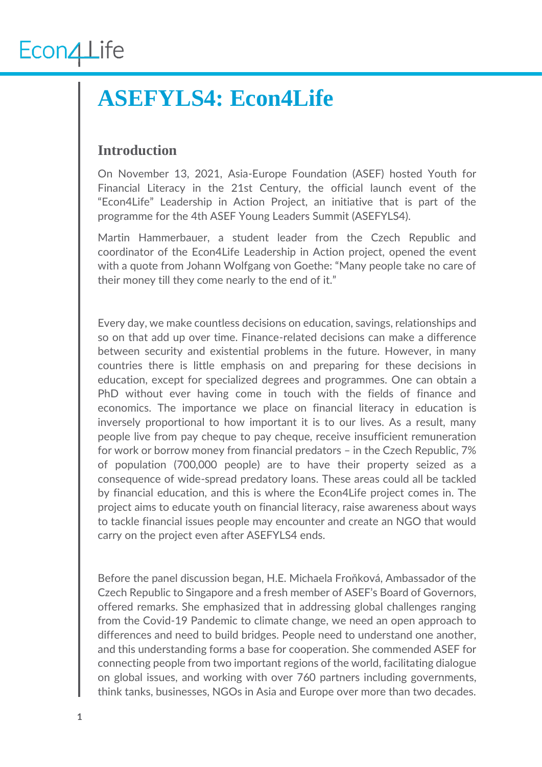# ASEFYLS4: Econ4Life

## Introduction

On November 13, 2021, Asia-Europe Foundation (ASEF) hosted Youth for Financial Literacy in the 21st Century, the official launch event of the "Econ4Life" Leadership in Action Project, an initiative that is part of the programme for the 4th ASEF Young Leaders Summit (ASEFYLS4).

Martin Hammerbauer, a student leader from the Czech Republic and coordinator of the Econ4Life Leadership in Action project, opened the event with a quote from Johann Wolfgang von Goethe: "Many people take no care of their money till they come nearly to the end of it."

Every day, we make countless decisions on education, savings, relationships and so on that add up over time. Finance-related decisions can make a difference between security and existential problems in the future. However, in many countries there is little emphasis on and preparing for these decisions in education, except for specialized degrees and programmes. One can obtain a PhD without ever having come in touch with the fields of finance and economics. The importance we place on financial literacy in education is inversely proportional to how important it is to our lives. As a result, many people live from pay cheque to pay cheque, receive insufficient remuneration for work or borrow money from financial predators – in the Czech Republic, 7% of population (700,000 people) are to have their property seized as a consequence of wide-spread predatory loans. These areas could all be tackled by financial education, and this is where the Econ4Life project comes in. The project aims to educate youth on financial literacy, raise awareness about ways to tackle financial issues people may encounter and create an NGO that would carry on the project even after ASEFYLS4 ends.

Before the panel discussion began, H.E. Michaela Froňková, Ambassador of the Czech Republic to Singapore and a fresh member of ASEF's Board of Governors, offered remarks. She emphasized that in addressing global challenges ranging from the Covid-19 Pandemic to climate change, we need an open approach to differences and need to build bridges. People need to understand one another, and this understanding forms a base for cooperation. She commended ASEF for connecting people from two important regions of the world, facilitating dialogue on global issues, and working with over 760 partners including governments, think tanks, businesses, NGOs in Asia and Europe over more than two decades.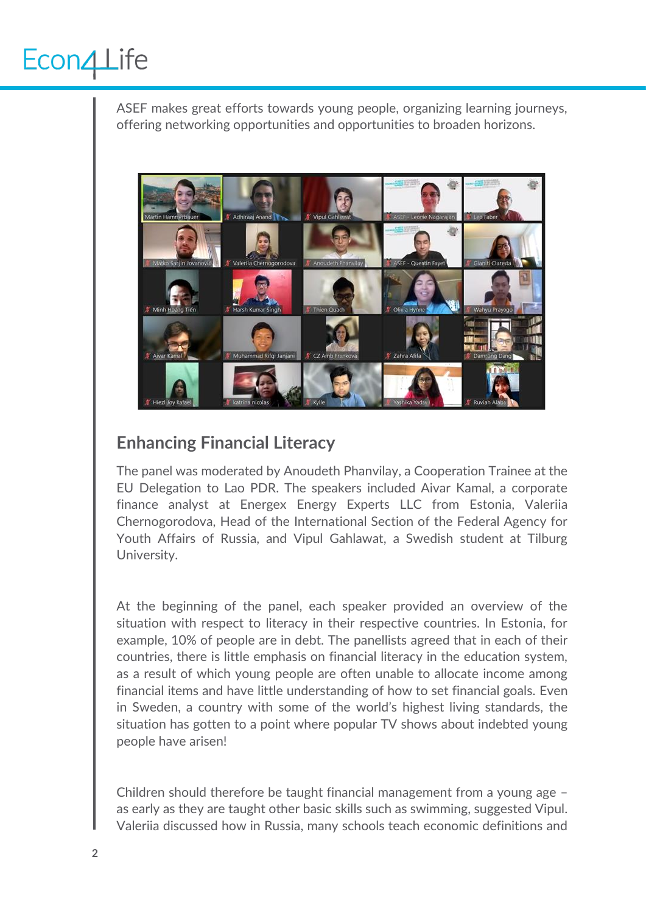ASEF makes great efforts towards young people, organizing learning journeys, offering networking opportunities and opportunities to broaden horizons.

## Enhancing Financial Literacy

The panel was moderated by Anoudeth Phanvilay, a Cooperation Trainee at the EU Delegation to Lao PDR. The speakers included Aivar Kamal, a corporate finance analyst at Energex Energy Experts LLC from Estonia, Valeriia Chernogorodova, Head of the International Section of the Federal Agency for Youth Affairs of Russia, and Vipul Gahlawat, a Swedish student at Tilburg University.

At the beginning of the panel, each speaker provided an overview of the situation with respect to literacy in their respective countries. In Estonia, for example, 10% of people are in debt. The panellists agreed that in each of their countries, there is little emphasis on financial literacy in the education system, as a result of which young people are often unable to allocate income among financial items and have little understanding of how to set financial goals. Even in Sweden, a country with some of the world's highest living standards, the situation has gotten to a point where popular TV shows about indebted young people have arisen!

Children should therefore be taught financial management from a young age – as early as they are taught other basic skills such as swimming, suggested Vipul. Valeriia discussed how in Russia, many schools teach economic definitions and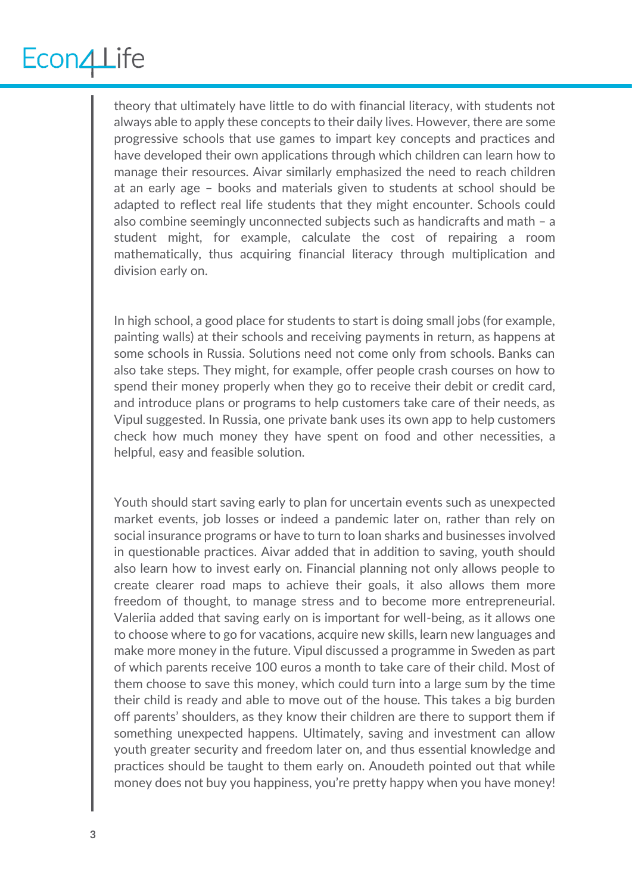theory that ultimately have little to do with financial literacy, with students not always able to apply these concepts to their daily lives. However, there are some progressive schools that use games to impart key concepts and practices and have developed their own applications through which children can learn how to manage their resources. Aivar similarly emphasized the need to reach children at an early age – books and materials given to students at school should be adapted to reflect real life students that they might encounter. Schools could also combine seemingly unconnected subjects such as handicrafts and math – a student might, for example, calculate the cost of repairing a room mathematically, thus acquiring financial literacy through multiplication and division early on.

In high school, a good place for students to start is doing small jobs (for example, painting walls) at their schools and receiving payments in return, as happens at some schools in Russia. Solutions need not come only from schools. Banks can also take steps. They might, for example, offer people crash courses on how to spend their money properly when they go to receive their debit or credit card, and introduce plans or programs to help customers take care of their needs, as Vipul suggested. In Russia, one private bank uses its own app to help customers check how much money they have spent on food and other necessities, a helpful, easy and feasible solution.

Youth should start saving early to plan for uncertain events such as unexpected market events, job losses or indeed a pandemic later on, rather than rely on social insurance programs or have to turn to loan sharks and businesses involved in questionable practices. Aivar added that in addition to saving, youth should also learn how to invest early on. Financial planning not only allows people to create clearer road maps to achieve their goals, it also allows them more freedom of thought, to manage stress and to become more entrepreneurial. Valeriia added that saving early on is important for well-being, as it allows one to choose where to go for vacations, acquire new skills, learn new languages and make more money in the future. Vipul discussed a programme in Sweden as part of which parents receive 100 euros a month to take care of their child. Most of them choose to save this money, which could turn into a large sum by the time their child is ready and able to move out of the house. This takes a big burden off parents' shoulders, as they know their children are there to support them if something unexpected happens. Ultimately, saving and investment can allow youth greater security and freedom later on, and thus essential knowledge and practices should be taught to them early on. Anoudeth pointed out that while money does not buy you happiness, you're pretty happy when you have money!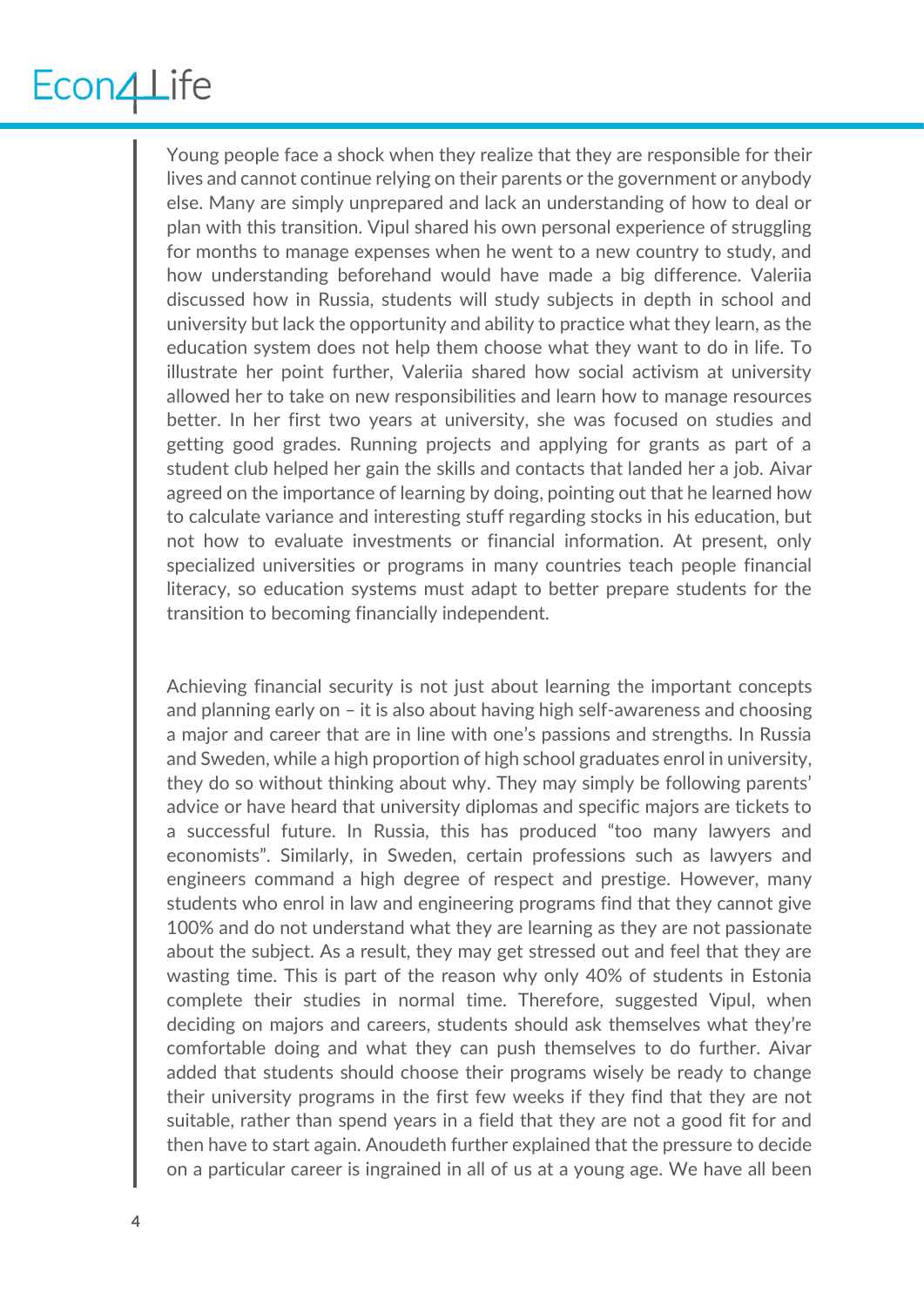Young people face a shock when they realize that they are responsible for their lives and cannot continue relying on their parents or the government or anybody else. Many are simply unprepared and lack an understanding of how to deal or plan with this transition. Vipul shared his own personal experience of struggling for months to manage expenses when he went to a new country to study, and how understanding beforehand would have made a big difference. Valeriia discussed how in Russia, students will study subjects in depth in school and university but lack the opportunity and ability to practice what they learn, as the education system does not help them choose what they want to do in life. To illustrate her point further, Valeriia shared how social activism at university allowed her to take on new responsibilities and learn how to manage resources better. In her first two years at university, she was focused on studies and getting good grades. Running projects and applying for grants as part of a student club helped her gain the skills and contacts that landed her a job. Aivar agreed on the importance of learning by doing, pointing out that he learned how to calculate variance and interesting stuff regarding stocks in his education, but not how to evaluate investments or financial information. At present, only specialized universities or programs in many countries teach people financial literacy, so education systems must adapt to better prepare students for the transition to becoming financially independent.

Achieving financial security is not just about learning the important concepts and planning early on – it is also about having high self-awareness and choosing a major and career that are in line with one's passions and strengths. In Russia and Sweden, while a high proportion of high school graduates enrol in university, they do so without thinking about why. They may simply be following parents' advice or have heard that university diplomas and specific majors are tickets to a successful future. In Russia, this has produced "too many lawyers and economists". Similarly, in Sweden, certain professions such as lawyers and engineers command a high degree of respect and prestige. However, many students who enrol in law and engineering programs find that they cannot give 100% and do not understand what they are learning as they are not passionate about the subject. As a result, they may get stressed out and feel that they are wasting time. This is part of the reason why only 40% of students in Estonia complete their studies in normal time. Therefore, suggested Vipul, when deciding on majors and careers, students should ask themselves what they're comfortable doing and what they can push themselves to do further. Aivar added that students should choose their programs wisely be ready to change their university programs in the first few weeks if they find that they are not suitable, rather than spend years in a field that they are not a good fit for and then have to start again. Anoudeth further explained that the pressure to decide on a particular career is ingrained in all of us at a young age. We have all been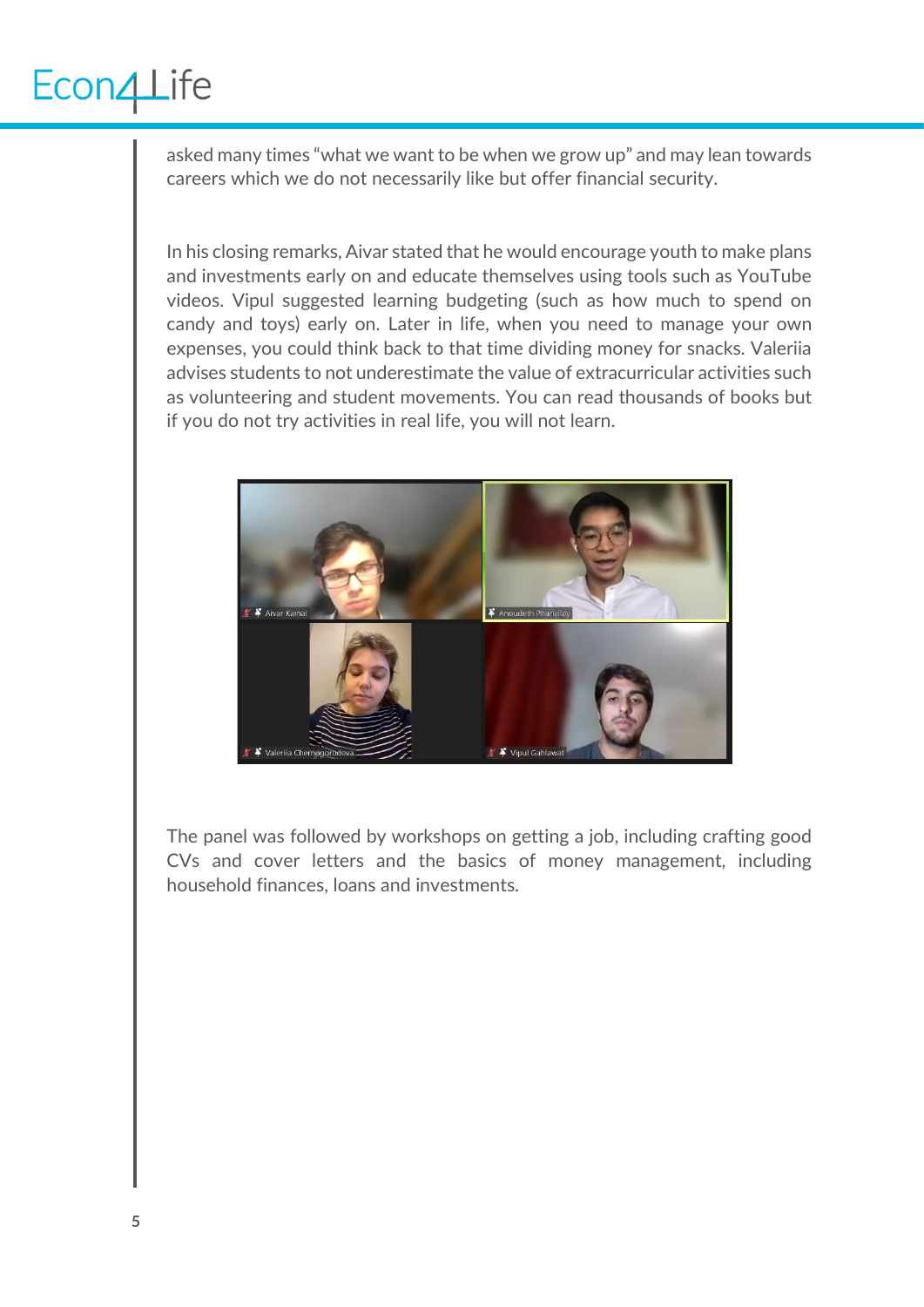asked many times "what we want to be when we grow up" and may lean towards careers which we do not necessarily like but offer financial security.

In his closing remarks, Aivar stated that he would encourage youth to make plans and investments early on and educate themselves using tools such as YouTube videos. Vipul suggested learning budgeting (such as how much to spend on candy and toys) early on. Later in life, when you need to manage your own expenses, you could think back to that time dividing money for snacks. Valeriia advises students to not underestimate the value of extracurricular activities such as volunteering and student movements. You can read thousands of books but if you do not try activities in real life, you will not learn.

The panel was followed by workshops on getting a job, including crafting good CVs and cover letters and the basics of money management, including household finances, loans and investments.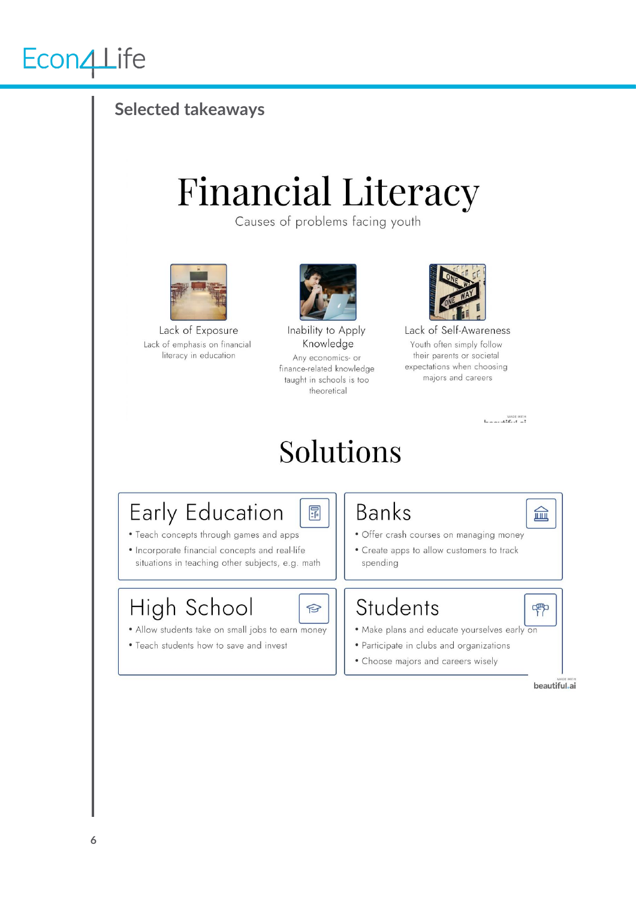Econ4Life

## Selected takeaways

# Financial Literacy

Causes of problems facing youth

**Lack of Exposure**
Lack of emphasis on financial literacy in education

**Inability to Apply Knowledge**
Any economics- or finance-related knowledge taught in schools is too theoretical

**Lack of Self-Awareness**
Youth often simply follow their parents or societal expectations when choosing majors and careers

# Solutions

### Early Education

- Teach concepts through games and apps
- Incorporate financial concepts and real-life situations in teaching other subjects, e.g. math

### Banks

- Offer crash courses on managing money
- Create apps to allow customers to track spending

### High School

- Allow students take on small jobs to earn money
- Teach students how to save and invest

### Students

- Make plans and educate yourselves early on
- Participate in clubs and organizations
- Choose majors and careers wisely

MADE WITH beautiful.ai